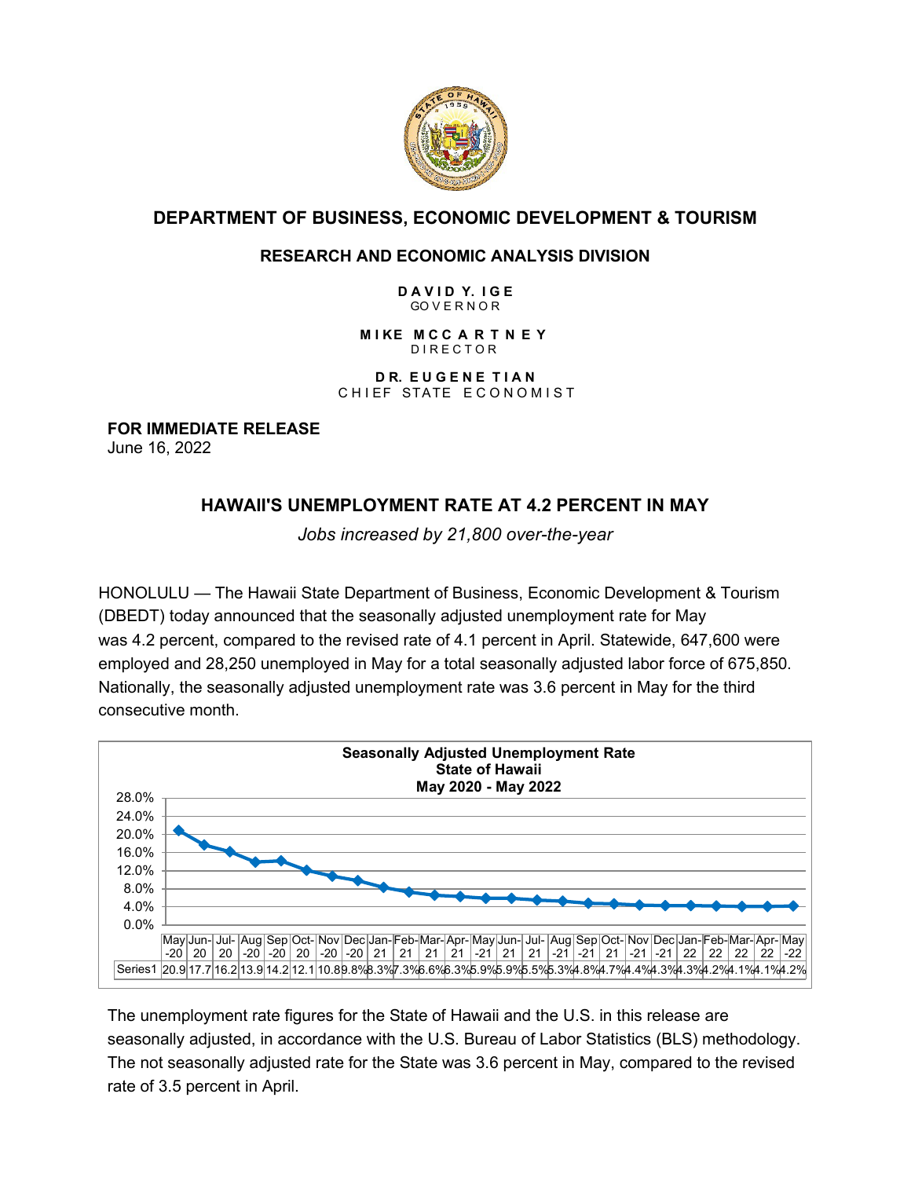## DEPARTMENT OF BUSINESS, ECONOMIC DEVELOPMENT & TOURISM

### RESEARCH AND ECONOMIC ANALYSIS DIVISION

**DAVID Y. IGE**
GOVERNOR

**MIKE MCCARTNEY**
DIRECTOR

**DR. EUGENE TIAN**
CHIEF STATE ECONOMIST

**FOR IMMEDIATE RELEASE**
June 16, 2022

## HAWAII'S UNEMPLOYMENT RATE AT 4.2 PERCENT IN MAY

*Jobs increased by 21,800 over-the-year*

HONOLULU — The Hawaii State Department of Business, Economic Development & Tourism (DBEDT) today announced that the seasonally adjusted unemployment rate for May was 4.2 percent, compared to the revised rate of 4.1 percent in April. Statewide, 647,600 were employed and 28,250 unemployed in May for a total seasonally adjusted labor force of 675,850. Nationally, the seasonally adjusted unemployment rate was 3.6 percent in May for the third consecutive month.

Seasonally Adjusted Unemployment Rate
State of Hawaii
May 2020 - May 2022

28.0%
24.0%
20.0%
16.0%
12.0%
8.0%
4.0%
0.0%

May-20 Jun-20 Jul-20 Aug-20 Sep-20 Oct-20 Nov-20 Dec-20 Jan-21 Feb-21 Mar-21 Apr-21 May-21 Jun-21 Jul-21 Aug-21 Sep-21 Oct-21 Nov-21 Dec-21 Jan-22 Feb-22 Mar-22 Apr-22 May-22

Series1 20.9 17.7 16.2 13.9 14.2 12.1 10.8 9.8% 8.3% 7.3% 6.6% 6.3% 5.9% 5.9% 5.5% 5.3% 4.8% 4.7% 4.4% 4.3% 4.3% 4.2% 4.1% 4.1% 4.2%

The unemployment rate figures for the State of Hawaii and the U.S. in this release are seasonally adjusted, in accordance with the U.S. Bureau of Labor Statistics (BLS) methodology. The not seasonally adjusted rate for the State was 3.6 percent in May, compared to the revised rate of 3.5 percent in April.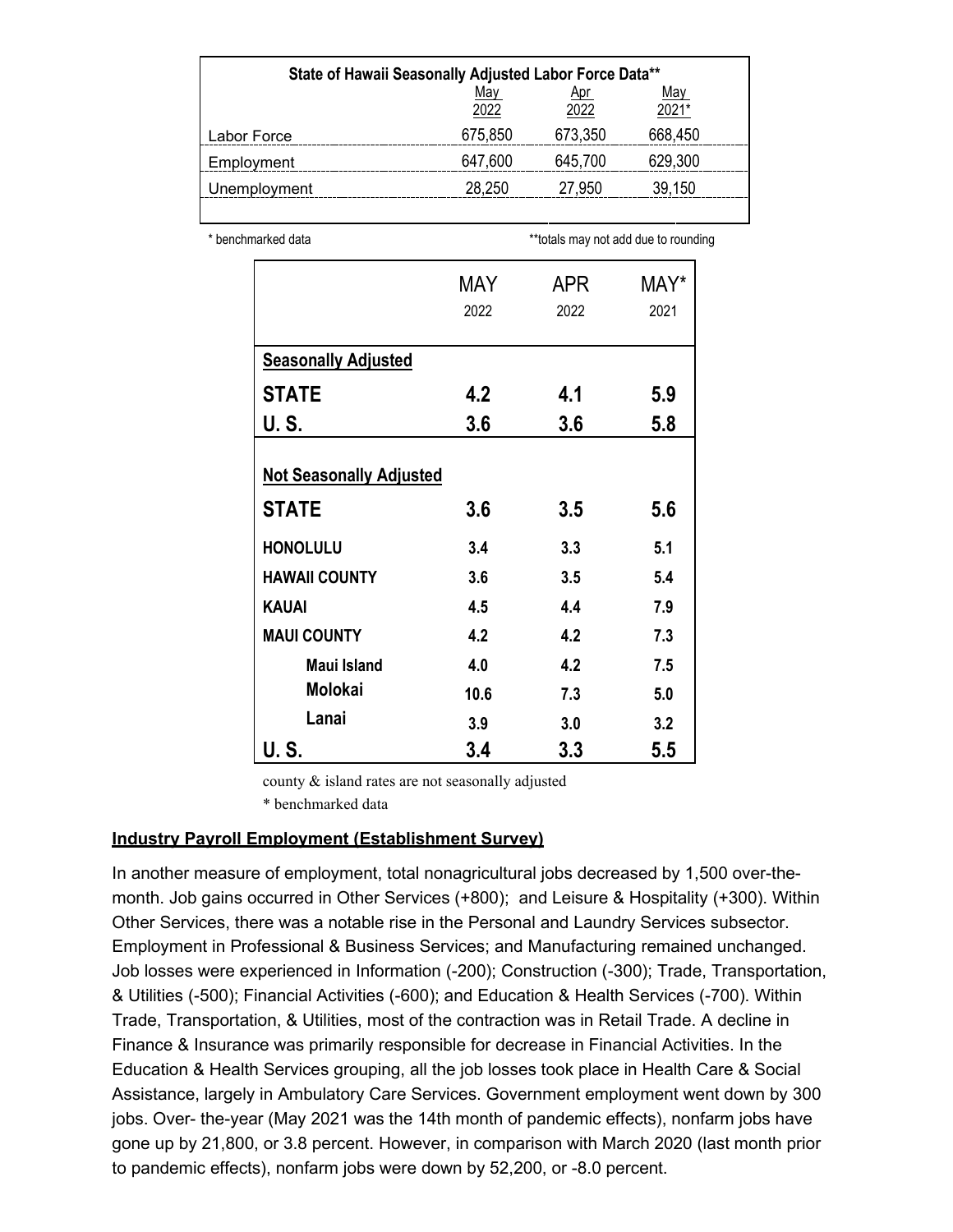| State of Hawaii Seasonally Adjusted Labor Force Data** | May 2022 | Apr 2022 | May 2021* |
|---|---|---|---|
| Labor Force | 675,850 | 673,350 | 668,450 |
| Employment | 647,600 | 645,700 | 629,300 |
| Unemployment | 28,250 | 27,950 | 39,150 |

\* benchmarked data

**totals may not add due to rounding

| | MAY 2022 | APR 2022 | MAY* 2021 |
|---|---|---|---|
| **Seasonally Adjusted** | | | |
| **STATE** | **4.2** | **4.1** | **5.9** |
| **U. S.** | **3.6** | **3.6** | **5.8** |
| **Not Seasonally Adjusted** | | | |
| **STATE** | **3.6** | **3.5** | **5.6** |
| **HONOLULU** | **3.4** | **3.3** | **5.1** |
| **HAWAII COUNTY** | **3.6** | **3.5** | **5.4** |
| **KAUAI** | **4.5** | **4.4** | **7.9** |
| **MAUI COUNTY** | **4.2** | **4.2** | **7.3** |
| **Maui Island** | **4.0** | **4.2** | **7.5** |
| **Molokai** | **10.6** | **7.3** | **5.0** |
| **Lanai** | **3.9** | **3.0** | **3.2** |
| **U. S.** | **3.4** | **3.3** | **5.5** |

county & island rates are not seasonally adjusted

\* benchmarked data

**Industry Payroll Employment (Establishment Survey)**

In another measure of employment, total nonagricultural jobs decreased by 1,500 over-the-month. Job gains occurred in Other Services (+800); and Leisure & Hospitality (+300). Within Other Services, there was a notable rise in the Personal and Laundry Services subsector. Employment in Professional & Business Services; and Manufacturing remained unchanged. Job losses were experienced in Information (-200); Construction (-300); Trade, Transportation, & Utilities (-500); Financial Activities (-600); and Education & Health Services (-700). Within Trade, Transportation, & Utilities, most of the contraction was in Retail Trade. A decline in Finance & Insurance was primarily responsible for decrease in Financial Activities. In the Education & Health Services grouping, all the job losses took place in Health Care & Social Assistance, largely in Ambulatory Care Services. Government employment went down by 300 jobs. Over- the-year (May 2021 was the 14th month of pandemic effects), nonfarm jobs have gone up by 21,800, or 3.8 percent. However, in comparison with March 2020 (last month prior to pandemic effects), nonfarm jobs were down by 52,200, or -8.0 percent.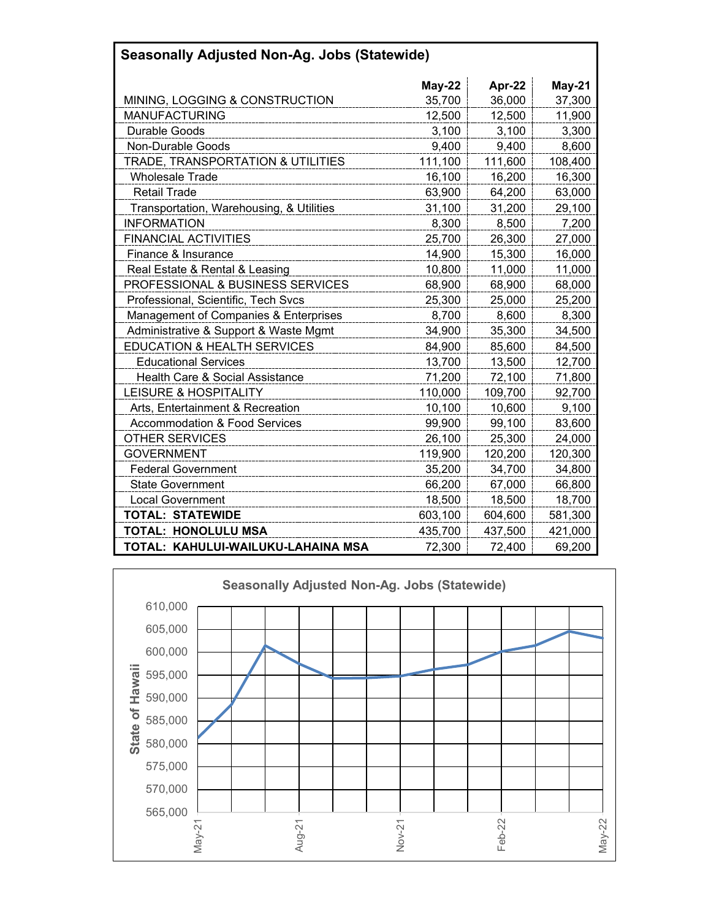**Seasonally Adjusted Non-Ag. Jobs (Statewide)**

| | May-22 | Apr-22 | May-21 |
|---|---|---|---|
| MINING, LOGGING & CONSTRUCTION | 35,700 | 36,000 | 37,300 |
| MANUFACTURING | 12,500 | 12,500 | 11,900 |
| Durable Goods | 3,100 | 3,100 | 3,300 |
| Non-Durable Goods | 9,400 | 9,400 | 8,600 |
| TRADE, TRANSPORTATION & UTILITIES | 111,100 | 111,600 | 108,400 |
| Wholesale Trade | 16,100 | 16,200 | 16,300 |
| Retail Trade | 63,900 | 64,200 | 63,000 |
| Transportation, Warehousing, & Utilities | 31,100 | 31,200 | 29,100 |
| INFORMATION | 8,300 | 8,500 | 7,200 |
| FINANCIAL ACTIVITIES | 25,700 | 26,300 | 27,000 |
| Finance & Insurance | 14,900 | 15,300 | 16,000 |
| Real Estate & Rental & Leasing | 10,800 | 11,000 | 11,000 |
| PROFESSIONAL & BUSINESS SERVICES | 68,900 | 68,900 | 68,000 |
| Professional, Scientific, Tech Svcs | 25,300 | 25,000 | 25,200 |
| Management of Companies & Enterprises | 8,700 | 8,600 | 8,300 |
| Administrative & Support & Waste Mgmt | 34,900 | 35,300 | 34,500 |
| EDUCATION & HEALTH SERVICES | 84,900 | 85,600 | 84,500 |
| Educational Services | 13,700 | 13,500 | 12,700 |
| Health Care & Social Assistance | 71,200 | 72,100 | 71,800 |
| LEISURE & HOSPITALITY | 110,000 | 109,700 | 92,700 |
| Arts, Entertainment & Recreation | 10,100 | 10,600 | 9,100 |
| Accommodation & Food Services | 99,900 | 99,100 | 83,600 |
| OTHER SERVICES | 26,100 | 25,300 | 24,000 |
| GOVERNMENT | 119,900 | 120,200 | 120,300 |
| Federal Government | 35,200 | 34,700 | 34,800 |
| State Government | 66,200 | 67,000 | 66,800 |
| Local Government | 18,500 | 18,500 | 18,700 |
| **TOTAL: STATEWIDE** | 603,100 | 604,600 | 581,300 |
| **TOTAL: HONOLULU MSA** | 435,700 | 437,500 | 421,000 |
| **TOTAL: KAHULUI-WAILUKU-LAHAINA MSA** | 72,300 | 72,400 | 69,200 |

Seasonally Adjusted Non-Ag. Jobs (Statewide)

State of Hawaii

610,000
605,000
600,000
595,000
590,000
585,000
580,000
575,000
570,000
565,000

May-21
Aug-21
Nov-21
Feb-22
May-22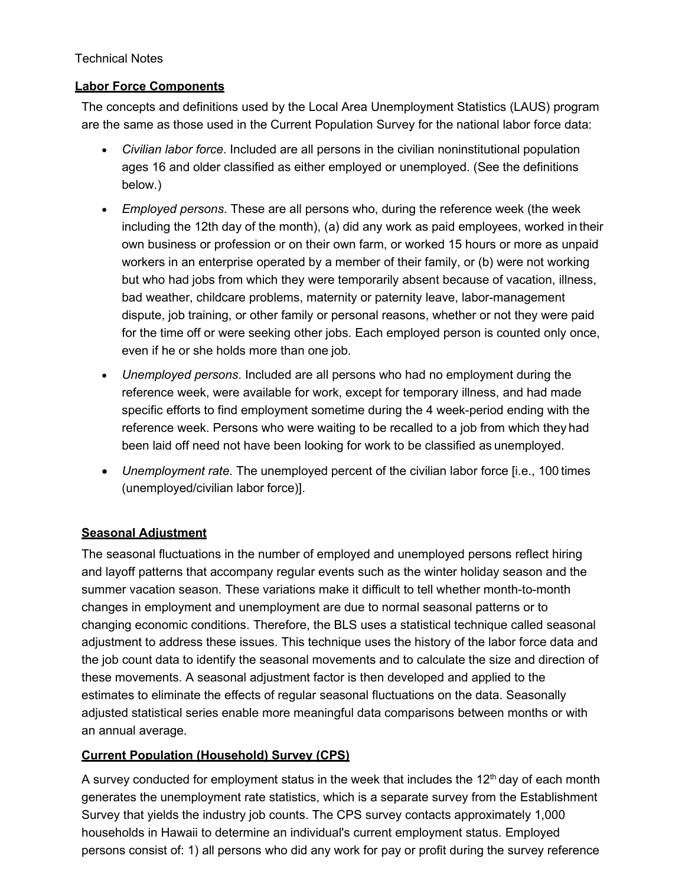Technical Notes

## Labor Force Components

The concepts and definitions used by the Local Area Unemployment Statistics (LAUS) program are the same as those used in the Current Population Survey for the national labor force data:

- *Civilian labor force*. Included are all persons in the civilian noninstitutional population ages 16 and older classified as either employed or unemployed. (See the definitions below.)
- *Employed persons*. These are all persons who, during the reference week (the week including the 12th day of the month), (a) did any work as paid employees, worked in their own business or profession or on their own farm, or worked 15 hours or more as unpaid workers in an enterprise operated by a member of their family, or (b) were not working but who had jobs from which they were temporarily absent because of vacation, illness, bad weather, childcare problems, maternity or paternity leave, labor-management dispute, job training, or other family or personal reasons, whether or not they were paid for the time off or were seeking other jobs. Each employed person is counted only once, even if he or she holds more than one job.
- *Unemployed persons*. Included are all persons who had no employment during the reference week, were available for work, except for temporary illness, and had made specific efforts to find employment sometime during the 4 week-period ending with the reference week. Persons who were waiting to be recalled to a job from which they had been laid off need not have been looking for work to be classified as unemployed.
- *Unemployment rate.* The unemployed percent of the civilian labor force [i.e., 100 times (unemployed/civilian labor force)].

## Seasonal Adjustment

The seasonal fluctuations in the number of employed and unemployed persons reflect hiring and layoff patterns that accompany regular events such as the winter holiday season and the summer vacation season. These variations make it difficult to tell whether month-to-month changes in employment and unemployment are due to normal seasonal patterns or to changing economic conditions. Therefore, the BLS uses a statistical technique called seasonal adjustment to address these issues. This technique uses the history of the labor force data and the job count data to identify the seasonal movements and to calculate the size and direction of these movements. A seasonal adjustment factor is then developed and applied to the estimates to eliminate the effects of regular seasonal fluctuations on the data. Seasonally adjusted statistical series enable more meaningful data comparisons between months or with an annual average.

## Current Population (Household) Survey (CPS)

A survey conducted for employment status in the week that includes the 12th day of each month generates the unemployment rate statistics, which is a separate survey from the Establishment Survey that yields the industry job counts. The CPS survey contacts approximately 1,000 households in Hawaii to determine an individual's current employment status. Employed persons consist of: 1) all persons who did any work for pay or profit during the survey reference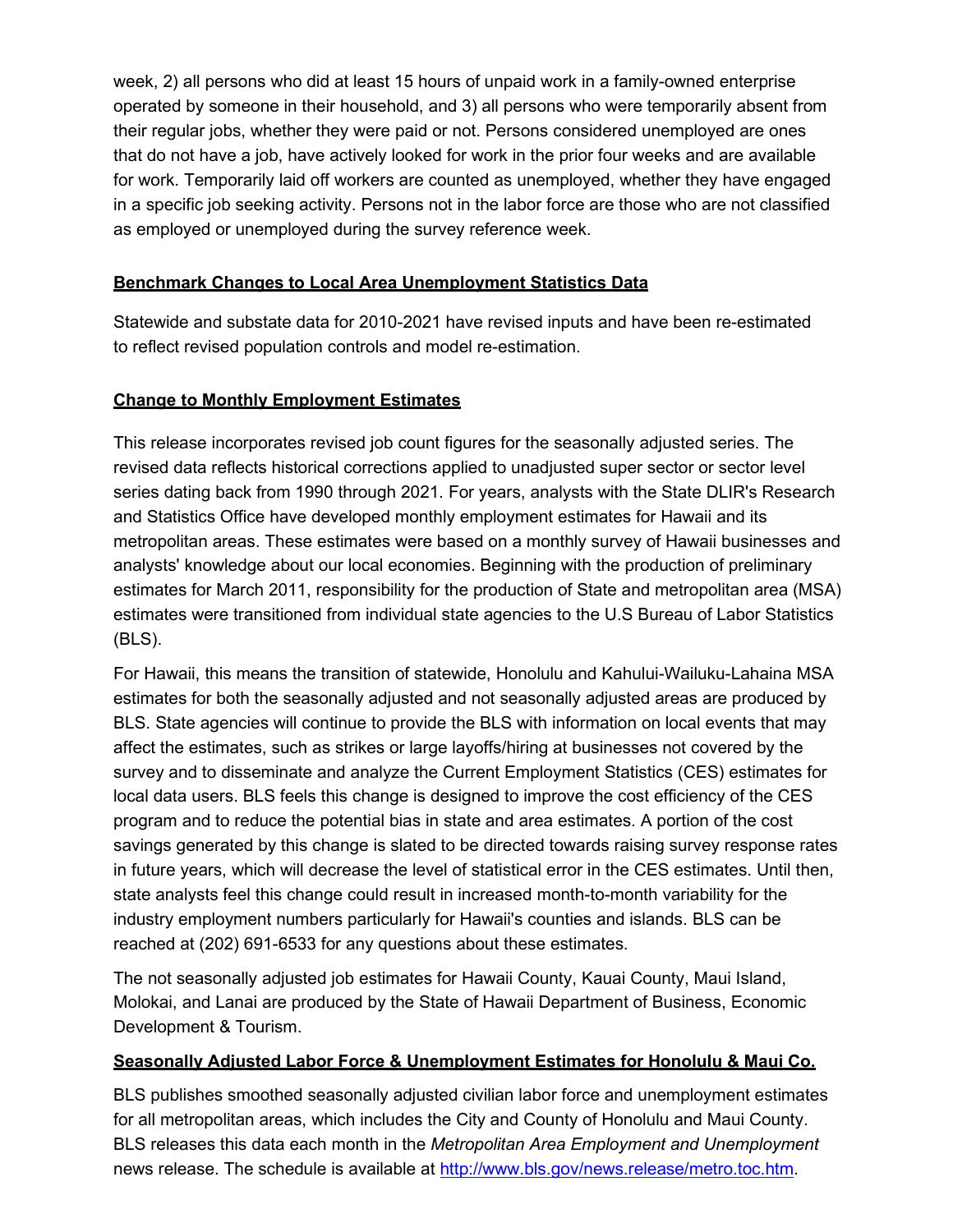week, 2) all persons who did at least 15 hours of unpaid work in a family-owned enterprise operated by someone in their household, and 3) all persons who were temporarily absent from their regular jobs, whether they were paid or not. Persons considered unemployed are ones that do not have a job, have actively looked for work in the prior four weeks and are available for work. Temporarily laid off workers are counted as unemployed, whether they have engaged in a specific job seeking activity. Persons not in the labor force are those who are not classified as employed or unemployed during the survey reference week.

**Benchmark Changes to Local Area Unemployment Statistics Data**

Statewide and substate data for 2010-2021 have revised inputs and have been re-estimated to reflect revised population controls and model re-estimation.

**Change to Monthly Employment Estimates**

This release incorporates revised job count figures for the seasonally adjusted series. The revised data reflects historical corrections applied to unadjusted super sector or sector level series dating back from 1990 through 2021. For years, analysts with the State DLIR's Research and Statistics Office have developed monthly employment estimates for Hawaii and its metropolitan areas. These estimates were based on a monthly survey of Hawaii businesses and analysts' knowledge about our local economies. Beginning with the production of preliminary estimates for March 2011, responsibility for the production of State and metropolitan area (MSA) estimates were transitioned from individual state agencies to the U.S Bureau of Labor Statistics (BLS).

For Hawaii, this means the transition of statewide, Honolulu and Kahului-Wailuku-Lahaina MSA estimates for both the seasonally adjusted and not seasonally adjusted areas are produced by BLS. State agencies will continue to provide the BLS with information on local events that may affect the estimates, such as strikes or large layoffs/hiring at businesses not covered by the survey and to disseminate and analyze the Current Employment Statistics (CES) estimates for local data users. BLS feels this change is designed to improve the cost efficiency of the CES program and to reduce the potential bias in state and area estimates. A portion of the cost savings generated by this change is slated to be directed towards raising survey response rates in future years, which will decrease the level of statistical error in the CES estimates. Until then, state analysts feel this change could result in increased month-to-month variability for the industry employment numbers particularly for Hawaii's counties and islands. BLS can be reached at (202) 691-6533 for any questions about these estimates.

The not seasonally adjusted job estimates for Hawaii County, Kauai County, Maui Island, Molokai, and Lanai are produced by the State of Hawaii Department of Business, Economic Development & Tourism.

**Seasonally Adjusted Labor Force & Unemployment Estimates for Honolulu & Maui Co.**

BLS publishes smoothed seasonally adjusted civilian labor force and unemployment estimates for all metropolitan areas, which includes the City and County of Honolulu and Maui County. BLS releases this data each month in the *Metropolitan Area Employment and Unemployment* news release. The schedule is available at http://www.bls.gov/news.release/metro.toc.htm.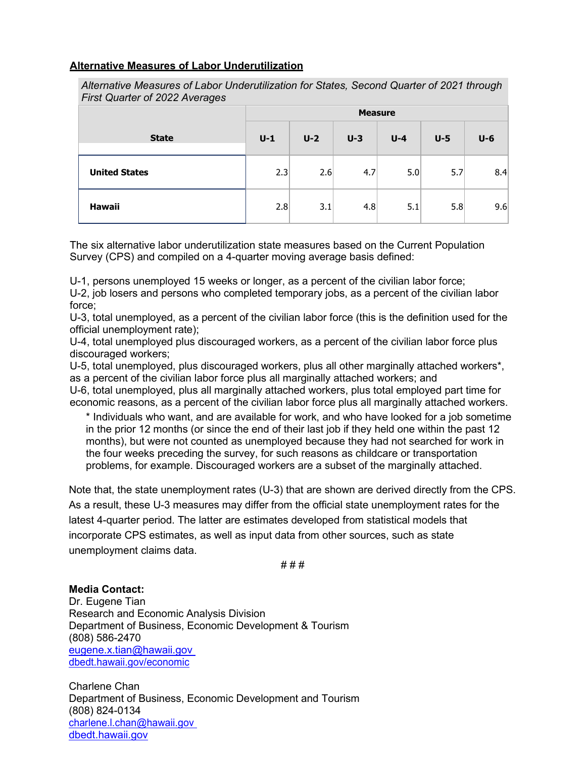**Alternative Measures of Labor Underutilization**

*Alternative Measures of Labor Underutilization for States, Second Quarter of 2021 through First Quarter of 2022 Averages*

| State | Measure | | | | | |
|---|---|---|---|---|---|---|
| | U-1 | U-2 | U-3 | U-4 | U-5 | U-6 |
| **United States** | 2.3 | 2.6 | 4.7 | 5.0 | 5.7 | 8.4 |
| **Hawaii** | 2.8 | 3.1 | 4.8 | 5.1 | 5.8 | 9.6 |

The six alternative labor underutilization state measures based on the Current Population Survey (CPS) and compiled on a 4-quarter moving average basis defined:

U-1, persons unemployed 15 weeks or longer, as a percent of the civilian labor force;
U-2, job losers and persons who completed temporary jobs, as a percent of the civilian labor force;
U-3, total unemployed, as a percent of the civilian labor force (this is the definition used for the official unemployment rate);
U-4, total unemployed plus discouraged workers, as a percent of the civilian labor force plus discouraged workers;
U-5, total unemployed, plus discouraged workers, plus all other marginally attached workers*, as a percent of the civilian labor force plus all marginally attached workers; and
U-6, total unemployed, plus all marginally attached workers, plus total employed part time for economic reasons, as a percent of the civilian labor force plus all marginally attached workers.

> * Individuals who want, and are available for work, and who have looked for a job sometime in the prior 12 months (or since the end of their last job if they held one within the past 12 months), but were not counted as unemployed because they had not searched for work in the four weeks preceding the survey, for such reasons as childcare or transportation problems, for example. Discouraged workers are a subset of the marginally attached.

Note that, the state unemployment rates (U-3) that are shown are derived directly from the CPS. As a result, these U-3 measures may differ from the official state unemployment rates for the latest 4-quarter period. The latter are estimates developed from statistical models that incorporate CPS estimates, as well as input data from other sources, such as state unemployment claims data.

# # #

**Media Contact:**
Dr. Eugene Tian
Research and Economic Analysis Division
Department of Business, Economic Development & Tourism
(808) 586-2470
eugene.x.tian@hawaii.gov
dbedt.hawaii.gov/economic

Charlene Chan
Department of Business, Economic Development and Tourism
(808) 824-0134
charlene.l.chan@hawaii.gov
dbedt.hawaii.gov